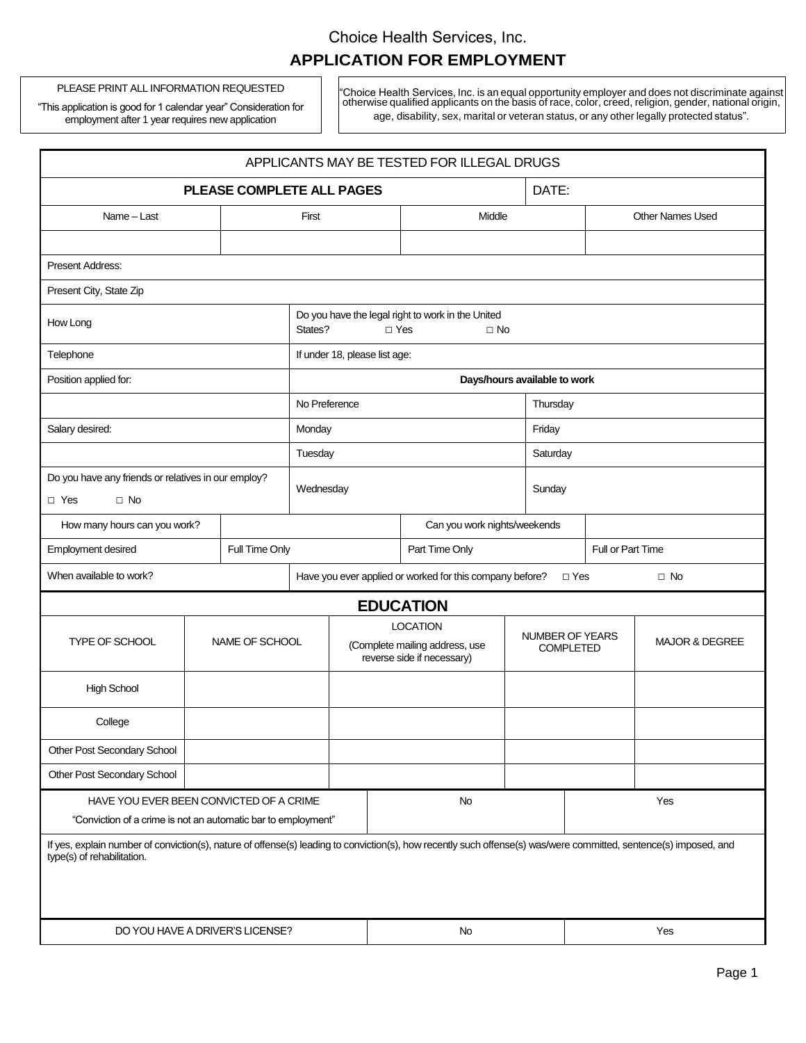Choice Health Services, Inc.

# APPLICATION FOR EMPLOYMENT

PLEASE PRINT ALL INFORMATION REQUESTED

"This application is good for 1 calendar year" Consideration for employment after 1 year requires new application

"Choice Health Services, Inc. is an equal opportunity employer and does not discriminate against otherwise qualified applicants on the basis of race, color, creed, religion, gender, national origin, age, disability, sex, marital or veteran status, or any other legally protected status".

| APPLICANTS MAY BE TESTED FOR ILLEGAL DRUGS | | | |
|---|---|---|---|
| **PLEASE COMPLETE ALL PAGES** | | | DATE: |
| Name – Last | First | Middle | Other Names Used |
| | | | |
| Present Address: | | | |
| Present City, State Zip | | | |
| How Long | Do you have the legal right to work in the United States? □ Yes □ No | | |
| Telephone | If under 18, please list age: | | |
| Position applied for: | **Days/hours available to work** | | |
| | No Preference | Thursday | |
| Salary desired: | Monday | Friday | |
| | Tuesday | Saturday | |
| Do you have any friends or relatives in our employ? □ Yes □ No | Wednesday | Sunday | |
| How many hours can you work? | | Can you work nights/weekends | |
| Employment desired | Full Time Only | Part Time Only | Full or Part Time |
| When available to work? | Have you ever applied or worked for this company before? □ Yes □ No | | |

## EDUCATION

| TYPE OF SCHOOL | NAME OF SCHOOL | LOCATION (Complete mailing address, use reverse side if necessary) | NUMBER OF YEARS COMPLETED | MAJOR & DEGREE |
|---|---|---|---|---|
| High School | | | | |
| College | | | | |
| Other Post Secondary School | | | | |
| Other Post Secondary School | | | | |

| HAVE YOU EVER BEEN CONVICTED OF A CRIME "Conviction of a crime is not an automatic bar to employment" | No | Yes |
|---|---|---|
| If yes, explain number of conviction(s), nature of offense(s) leading to conviction(s), how recently such offense(s) was/were committed, sentence(s) imposed, and type(s) of rehabilitation. | | |
| DO YOU HAVE A DRIVER'S LICENSE? | No | Yes |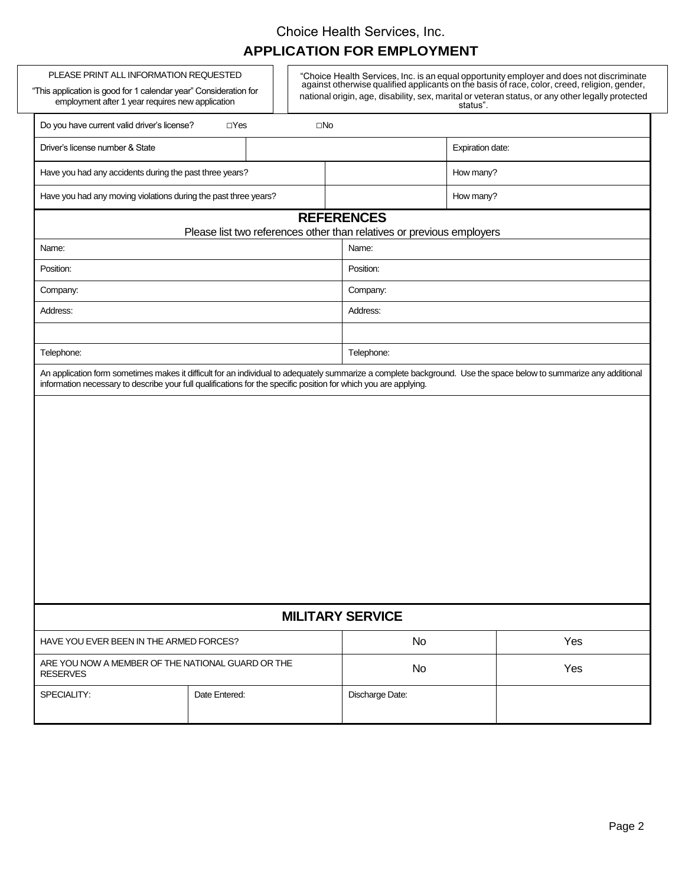Choice Health Services, Inc.

# APPLICATION FOR EMPLOYMENT

PLEASE PRINT ALL INFORMATION REQUESTED

"This application is good for 1 calendar year" Consideration for employment after 1 year requires new application

"Choice Health Services, Inc. is an equal opportunity employer and does not discriminate against otherwise qualified applicants on the basis of race, color, creed, religion, gender, national origin, age, disability, sex, marital or veteran status, or any other legally protected status".

| | | | |
|---|---|---|---|
| Do you have current valid driver's license? ☐Yes ☐No | | | |
| Driver's license number & State | | Expiration date: | |
| Have you had any accidents during the past three years? | | How many? | |
| Have you had any moving violations during the past three years? | | How many? | |

## REFERENCES

Please list two references other than relatives or previous employers

| | |
|---|---|
| Name: | Name: |
| Position: | Position: |
| Company: | Company: |
| Address: | Address: |
| | |
| Telephone: | Telephone: |

An application form sometimes makes it difficult for an individual to adequately summarize a complete background. Use the space below to summarize any additional information necessary to describe your full qualifications for the specific position for which you are applying.

## MILITARY SERVICE

| | | | |
|---|---|---|---|
| HAVE YOU EVER BEEN IN THE ARMED FORCES? | | No | Yes |
| ARE YOU NOW A MEMBER OF THE NATIONAL GUARD OR THE RESERVES | | No | Yes |
| SPECIALITY: | Date Entered: | Discharge Date: | |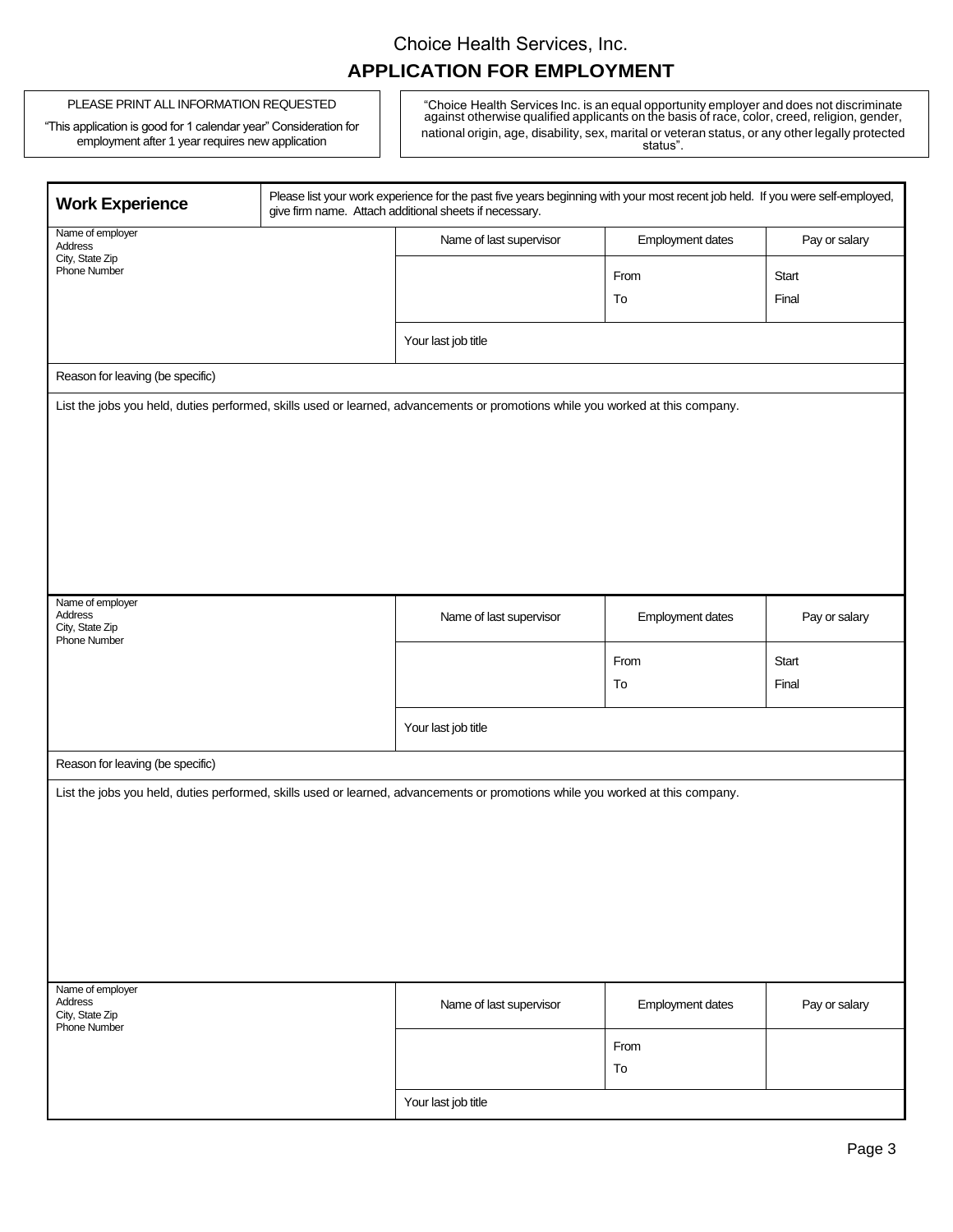Choice Health Services, Inc.

## APPLICATION FOR EMPLOYMENT

PLEASE PRINT ALL INFORMATION REQUESTED

"This application is good for 1 calendar year" Consideration for employment after 1 year requires new application

"Choice Health Services Inc. is an equal opportunity employer and does not discriminate against otherwise qualified applicants on the basis of race, color, creed, religion, gender, national origin, age, disability, sex, marital or veteran status, or any other legally protected status".

### Work Experience

Please list your work experience for the past five years beginning with your most recent job held. If you were self-employed, give firm name. Attach additional sheets if necessary.

| Name of employer<br>Address<br>City, State Zip<br>Phone Number | Name of last supervisor | Employment dates | Pay or salary |
|---|---|---|---|
| | | From<br>To | Start<br>Final |
| | Your last job title | | |

Reason for leaving (be specific)

List the jobs you held, duties performed, skills used or learned, advancements or promotions while you worked at this company.

| Name of employer<br>Address<br>City, State Zip<br>Phone Number | Name of last supervisor | Employment dates | Pay or salary |
|---|---|---|---|
| | | From<br>To | Start<br>Final |
| | Your last job title | | |

Reason for leaving (be specific)

List the jobs you held, duties performed, skills used or learned, advancements or promotions while you worked at this company.

| Name of employer<br>Address<br>City, State Zip<br>Phone Number | Name of last supervisor | Employment dates | Pay or salary |
|---|---|---|---|
| | | From<br>To | |
| | Your last job title | | |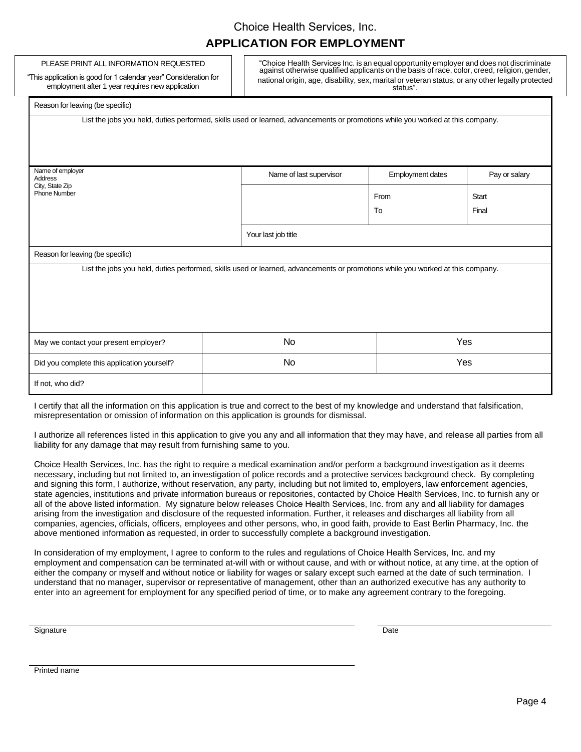Choice Health Services, Inc.

# APPLICATION FOR EMPLOYMENT

| | |
|---|---|
| PLEASE PRINT ALL INFORMATION REQUESTED<br>"This application is good for 1 calendar year" Consideration for employment after 1 year requires new application | "Choice Health Services Inc. is an equal opportunity employer and does not discriminate against otherwise qualified applicants on the basis of race, color, creed, religion, gender, national origin, age, disability, sex, marital or veteran status, or any other legally protected status". |

| | | | |
|---|---|---|---|
| Reason for leaving (be specific) | | | |
| List the jobs you held, duties performed, skills used or learned, advancements or promotions while you worked at this company. | | | |
| Name of employer<br>Address<br>City, State Zip<br>Phone Number | Name of last supervisor | Employment dates | Pay or salary |
| | | From<br>To | Start<br>Final |
| | Your last job title | | |
| Reason for leaving (be specific) | | | |
| List the jobs you held, duties performed, skills used or learned, advancements or promotions while you worked at this company. | | | |

| | | |
|---|---|---|
| May we contact your present employer? | No | Yes |
| Did you complete this application yourself? | No | Yes |
| If not, who did? | | |

I certify that all the information on this application is true and correct to the best of my knowledge and understand that falsification, misrepresentation or omission of information on this application is grounds for dismissal.

I authorize all references listed in this application to give you any and all information that they may have, and release all parties from all liability for any damage that may result from furnishing same to you.

Choice Health Services, Inc. has the right to require a medical examination and/or perform a background investigation as it deems necessary, including but not limited to, an investigation of police records and a protective services background check. By completing and signing this form, I authorize, without reservation, any party, including but not limited to, employers, law enforcement agencies, state agencies, institutions and private information bureaus or repositories, contacted by Choice Health Services, Inc. to furnish any or all of the above listed information. My signature below releases Choice Health Services, Inc. from any and all liability for damages arising from the investigation and disclosure of the requested information. Further, it releases and discharges all liability from all companies, agencies, officials, officers, employees and other persons, who, in good faith, provide to East Berlin Pharmacy, Inc. the above mentioned information as requested, in order to successfully complete a background investigation.

In consideration of my employment, I agree to conform to the rules and regulations of Choice Health Services, Inc. and my employment and compensation can be terminated at-will with or without cause, and with or without notice, at any time, at the option of either the company or myself and without notice or liability for wages or salary except such earned at the date of such termination. I understand that no manager, supervisor or representative of management, other than an authorized executive has any authority to enter into an agreement for employment for any specified period of time, or to make any agreement contrary to the foregoing.

Signature ______________________ Date ______________________

Printed name ______________________